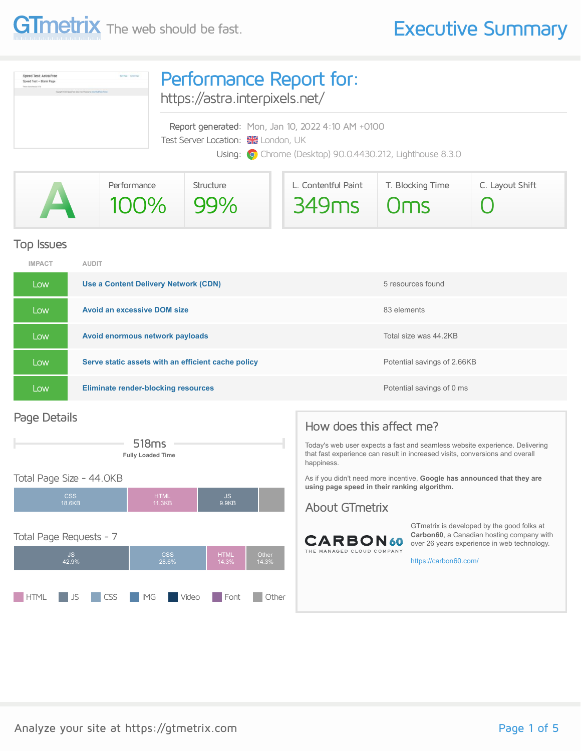# GTmetrix The web should be fast.

# Executive Summary

## Performance Report for:

https://astra.interpixels.net/

Report generated: Mon, Jan 10, 2022 4:10 AM +0100
Test Server Location: London, UK
Using: Chrome (Desktop) 90.0.4430.212, Lighthouse 8.3.0

| GTmetrix Grade | Performance | Structure |
| --- | --- | --- |
| A | 100% | 99% |

| L. Contentful Paint | T. Blocking Time | C. Layout Shift |
| --- | --- | --- |
| 349ms | 0ms | 0 |

## Top Issues

| IMPACT | AUDIT | |
| --- | --- | --- |
| Low | **Use a Content Delivery Network (CDN)** | 5 resources found |
| Low | **Avoid an excessive DOM size** | 83 elements |
| Low | **Avoid enormous network payloads** | Total size was 44.2KB |
| Low | **Serve static assets with an efficient cache policy** | Potential savings of 2.66KB |
| Low | **Eliminate render-blocking resources** | Potential savings of 0 ms |

## Page Details

518ms
**Fully Loaded Time**

### Total Page Size - 44.0KB

| CSS | HTML | JS |
| --- | --- | --- |
| 18.6KB | 11.3KB | 9.9KB |

### Total Page Requests - 7

| JS | CSS | HTML | Other |
| --- | --- | --- | --- |
| 42.9% | 28.6% | 14.3% | 14.3% |

HTML JS CSS IMG Video Font Other

## How does this affect me?

Today's web user expects a fast and seamless website experience. Delivering that fast experience can result in increased visits, conversions and overall happiness.

As if you didn't need more incentive, **Google has announced that they are using page speed in their ranking algorithm.**

## About GTmetrix

CARBON60 THE MANAGED CLOUD COMPANY

GTmetrix is developed by the good folks at **Carbon60**, a Canadian hosting company with over 26 years experience in web technology.

https://carbon60.com/

Analyze your site at https://gtmetrix.com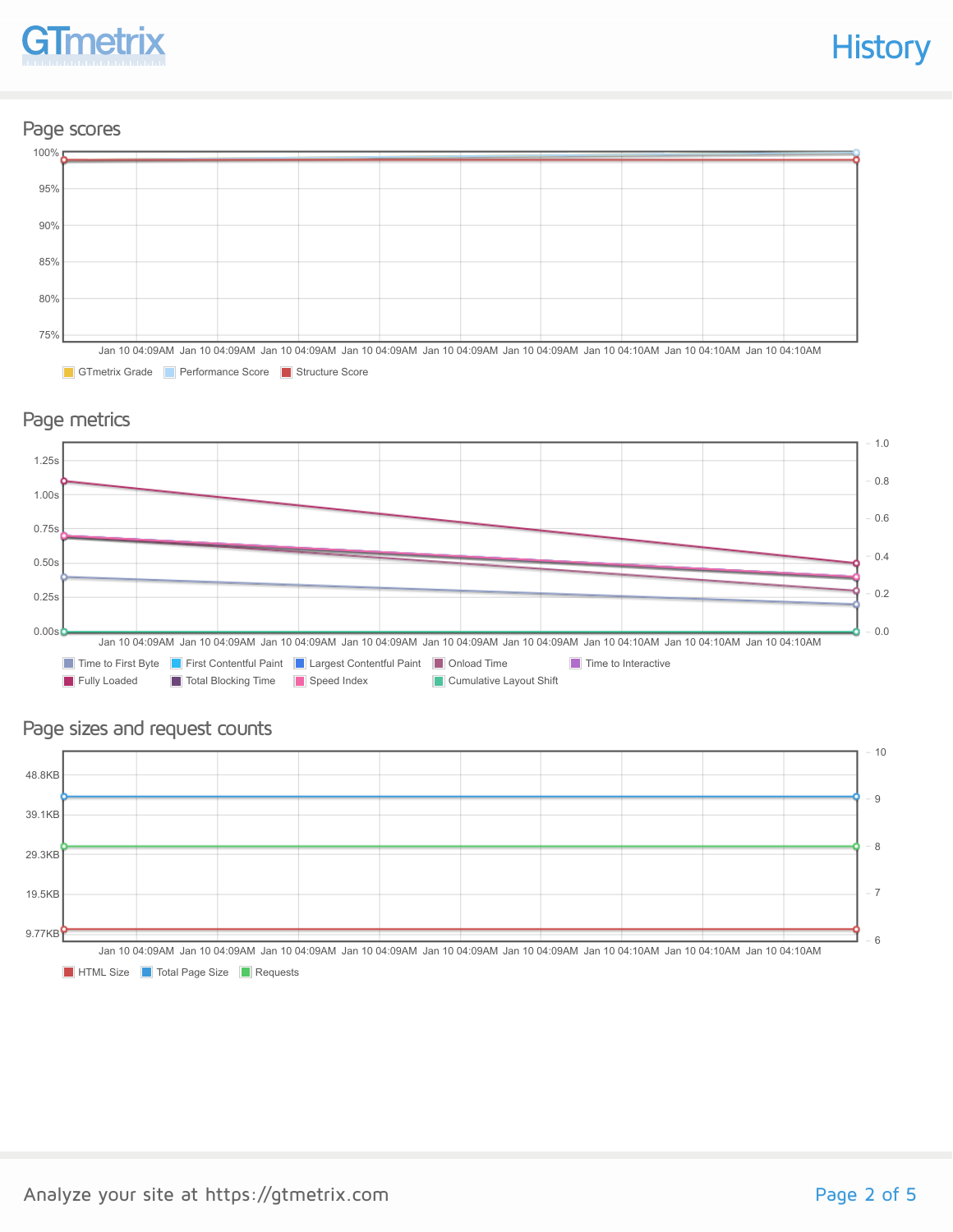## History

### Page scores

100%
95%
90%
85%
80%
75%

Jan 10 04:09AM Jan 10 04:09AM Jan 10 04:09AM Jan 10 04:09AM Jan 10 04:09AM Jan 10 04:09AM Jan 10 04:10AM Jan 10 04:10AM Jan 10 04:10AM

GTmetrix Grade | Performance Score | Structure Score

### Page metrics

1.25s
1.00s
0.75s
0.50s
0.25s
0.00s

1.0
0.8
0.6
0.4
0.2
0.0

Jan 10 04:09AM Jan 10 04:09AM Jan 10 04:09AM Jan 10 04:09AM Jan 10 04:09AM Jan 10 04:09AM Jan 10 04:10AM Jan 10 04:10AM Jan 10 04:10AM

Time to First Byte | First Contentful Paint | Largest Contentful Paint | Onload Time | Time to Interactive | Fully Loaded | Total Blocking Time | Speed Index | Cumulative Layout Shift

### Page sizes and request counts

48.8KB
39.1KB
29.3KB
19.5KB
9.77KB

10
9
8
7
6

Jan 10 04:09AM Jan 10 04:09AM Jan 10 04:09AM Jan 10 04:09AM Jan 10 04:09AM Jan 10 04:09AM Jan 10 04:10AM Jan 10 04:10AM Jan 10 04:10AM

HTML Size | Total Page Size | Requests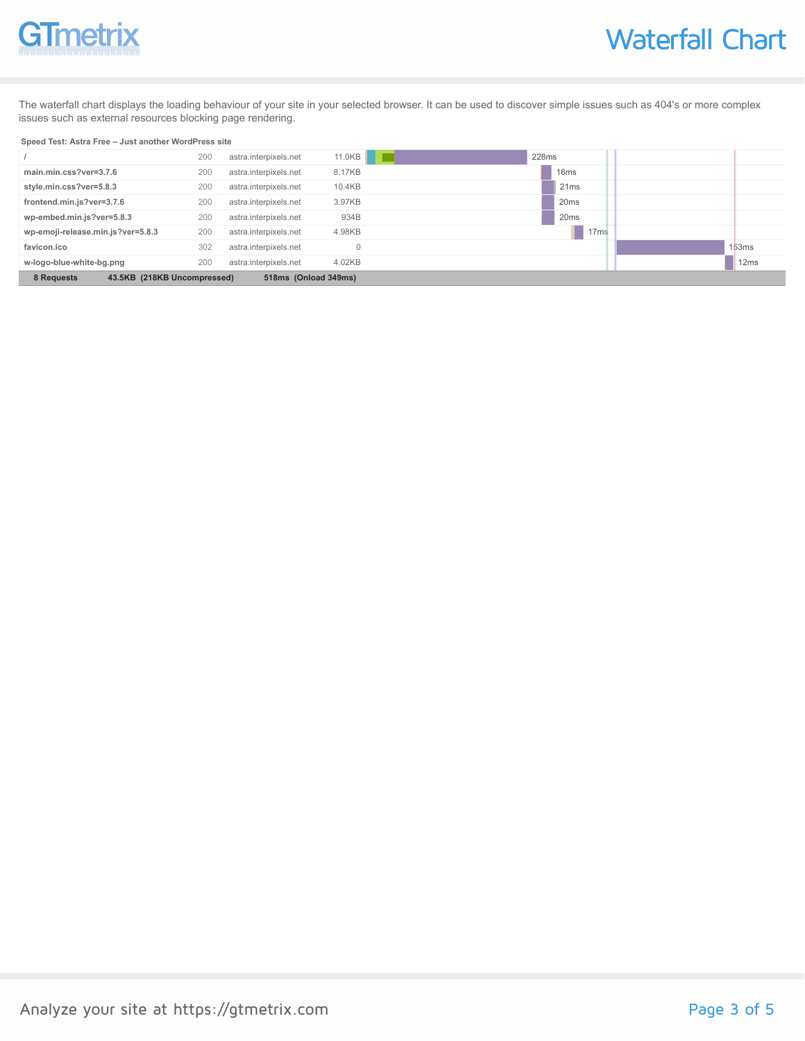# Waterfall Chart

The waterfall chart displays the loading behaviour of your site in your selected browser. It can be used to discover simple issues such as 404's or more complex issues such as external resources blocking page rendering.

**Speed Test: Astra Free – Just another WordPress site**

| Request | Status | Domain | Size | Time |
|---|---|---|---|---|
| / | 200 | astra.interpixels.net | 11.0KB | 228ms |
| main.min.css?ver=3.7.6 | 200 | astra.interpixels.net | 8.17KB | 16ms |
| style.min.css?ver=5.8.3 | 200 | astra.interpixels.net | 10.4KB | 21ms |
| frontend.min.js?ver=3.7.6 | 200 | astra.interpixels.net | 3.97KB | 20ms |
| wp-embed.min.js?ver=5.8.3 | 200 | astra.interpixels.net | 934B | 20ms |
| wp-emoji-release.min.js?ver=5.8.3 | 200 | astra.interpixels.net | 4.98KB | 17ms |
| favicon.ico | 302 | astra.interpixels.net | 0 | 153ms |
| w-logo-blue-white-bg.png | 200 | astra.interpixels.net | 4.02KB | 12ms |
| **8 Requests** | | | **43.5KB (218KB Uncompressed)** | **518ms (Onload 349ms)** |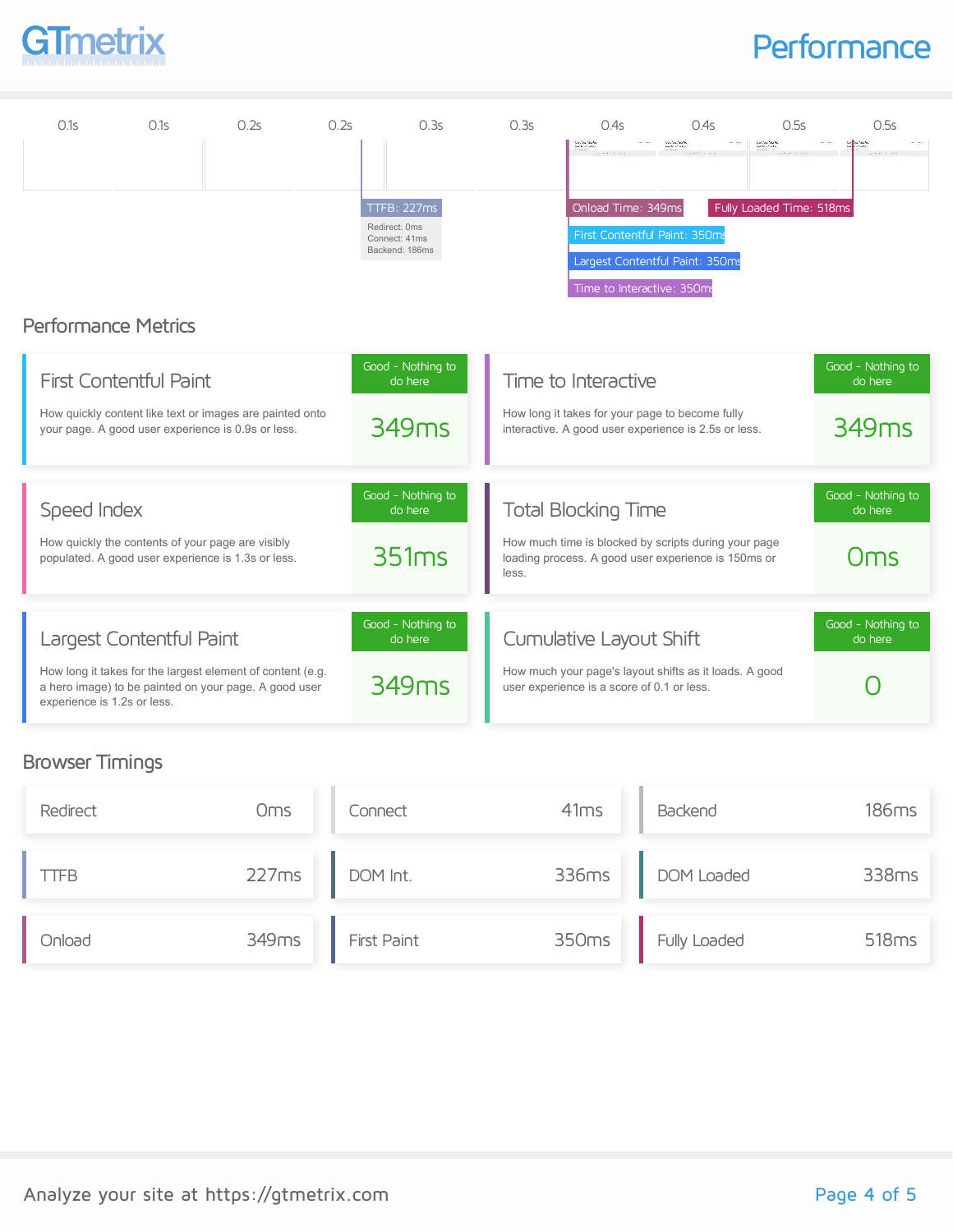# Performance

| 0.1s | 0.1s | 0.2s | 0.2s | 0.3s | 0.3s | 0.4s | 0.4s | 0.5s | 0.5s |
|---|---|---|---|---|---|---|---|---|---|

TTFB: 227ms
Redirect: 0ms
Connect: 41ms
Backend: 186ms

Onload Time: 349ms

Fully Loaded Time: 518ms

First Contentful Paint: 350ms

Largest Contentful Paint: 350ms

Time to Interactive: 350ms

## Performance Metrics

### First Contentful Paint

How quickly content like text or images are painted onto your page. A good user experience is 0.9s or less.

Good - Nothing to do here

**349ms**

### Time to Interactive

How long it takes for your page to become fully interactive. A good user experience is 2.5s or less.

Good - Nothing to do here

**349ms**

### Speed Index

How quickly the contents of your page are visibly populated. A good user experience is 1.3s or less.

Good - Nothing to do here

**351ms**

### Total Blocking Time

How much time is blocked by scripts during your page loading process. A good user experience is 150ms or less.

Good - Nothing to do here

**0ms**

### Largest Contentful Paint

How long it takes for the largest element of content (e.g. a hero image) to be painted on your page. A good user experience is 1.2s or less.

Good - Nothing to do here

**349ms**

### Cumulative Layout Shift

How much your page's layout shifts as it loads. A good user experience is a score of 0.1 or less.

Good - Nothing to do here

**0**

## Browser Timings

| Timing | Value |
|---|---|
| Redirect | 0ms |
| Connect | 41ms |
| Backend | 186ms |
| TTFB | 227ms |
| DOM Int. | 336ms |
| DOM Loaded | 338ms |
| Onload | 349ms |
| First Paint | 350ms |
| Fully Loaded | 518ms |

Analyze your site at https://gtmetrix.com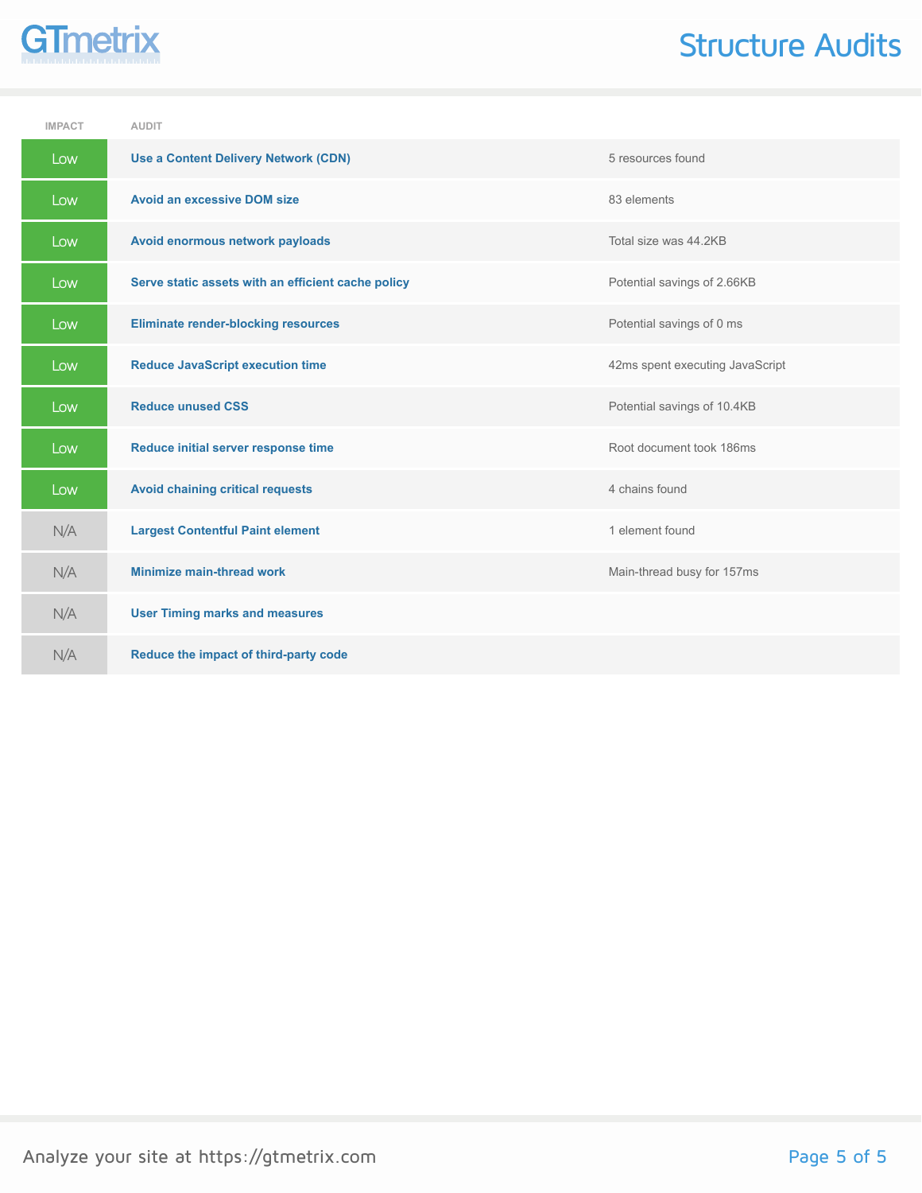# Structure Audits

| IMPACT | AUDIT | |
|---|---|---|
| Low | **Use a Content Delivery Network (CDN)** | 5 resources found |
| Low | **Avoid an excessive DOM size** | 83 elements |
| Low | **Avoid enormous network payloads** | Total size was 44.2KB |
| Low | **Serve static assets with an efficient cache policy** | Potential savings of 2.66KB |
| Low | **Eliminate render-blocking resources** | Potential savings of 0 ms |
| Low | **Reduce JavaScript execution time** | 42ms spent executing JavaScript |
| Low | **Reduce unused CSS** | Potential savings of 10.4KB |
| Low | **Reduce initial server response time** | Root document took 186ms |
| Low | **Avoid chaining critical requests** | 4 chains found |
| N/A | **Largest Contentful Paint element** | 1 element found |
| N/A | **Minimize main-thread work** | Main-thread busy for 157ms |
| N/A | **User Timing marks and measures** | |
| N/A | **Reduce the impact of third-party code** | |

Analyze your site at https://gtmetrix.com